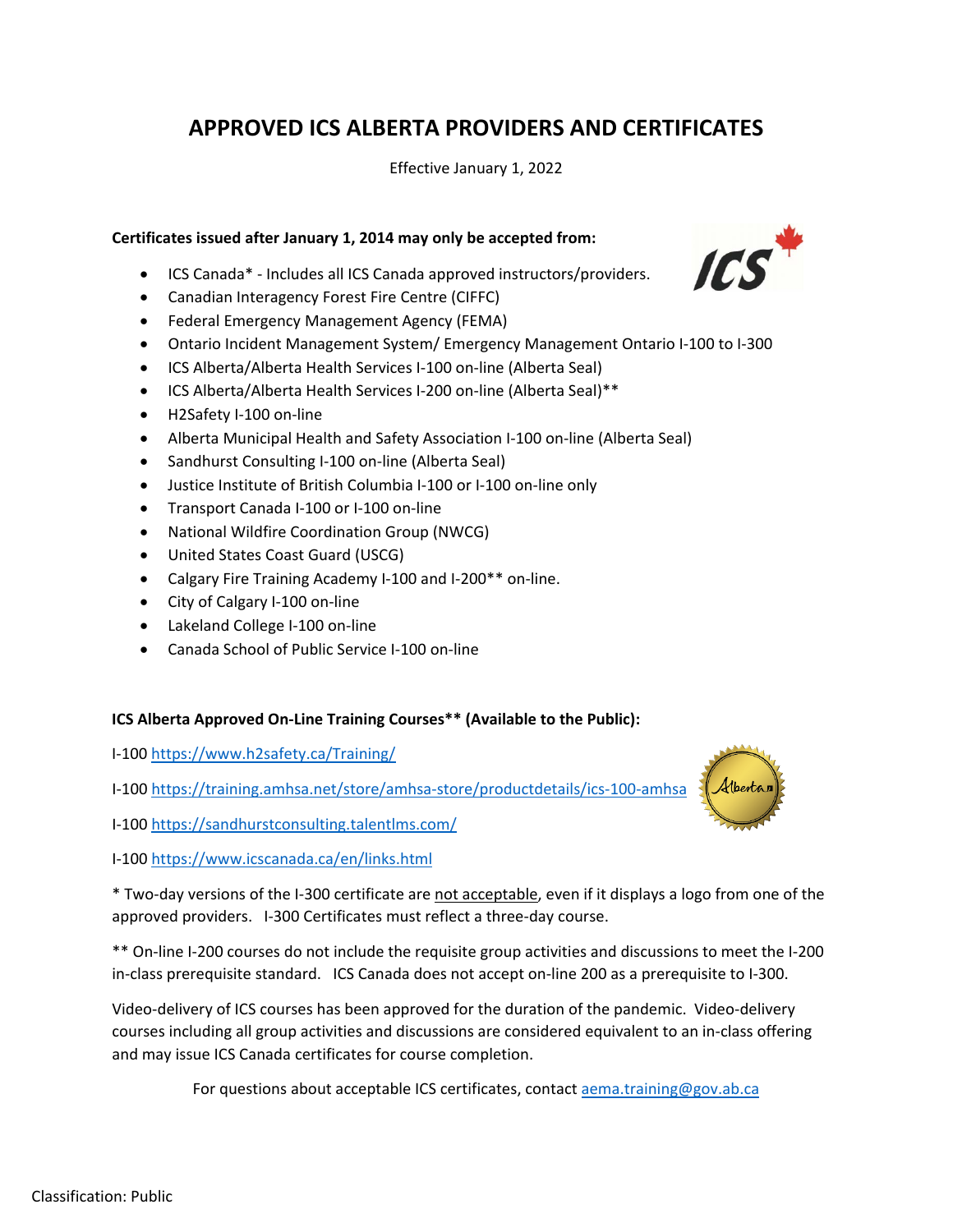# APPROVED ICS ALBERTA PROVIDERS AND CERTIFICATES

Effective January 1, 2022

**Certificates issued after January 1, 2014 may only be accepted from:**

- ICS Canada* - Includes all ICS Canada approved instructors/providers.
- Canadian Interagency Forest Fire Centre (CIFFC)
- Federal Emergency Management Agency (FEMA)
- Ontario Incident Management System/ Emergency Management Ontario I-100 to I-300
- ICS Alberta/Alberta Health Services I-100 on-line (Alberta Seal)
- ICS Alberta/Alberta Health Services I-200 on-line (Alberta Seal)**
- H2Safety I-100 on-line
- Alberta Municipal Health and Safety Association I-100 on-line (Alberta Seal)
- Sandhurst Consulting I-100 on-line (Alberta Seal)
- Justice Institute of British Columbia I-100 or I-100 on-line only
- Transport Canada I-100 or I-100 on-line
- National Wildfire Coordination Group (NWCG)
- United States Coast Guard (USCG)
- Calgary Fire Training Academy I-100 and I-200** on-line.
- City of Calgary I-100 on-line
- Lakeland College I-100 on-line
- Canada School of Public Service I-100 on-line

**ICS Alberta Approved On-Line Training Courses** (Available to the Public):**

I-100 https://www.h2safety.ca/Training/

I-100 https://training.amhsa.net/store/amhsa-store/productdetails/ics-100-amhsa

I-100 https://sandhurstconsulting.talentlms.com/

I-100 https://www.icscanada.ca/en/links.html

* Two-day versions of the I-300 certificate are <u>not acceptable</u>, even if it displays a logo from one of the approved providers. I-300 Certificates must reflect a three-day course.

** On-line I-200 courses do not include the requisite group activities and discussions to meet the I-200 in-class prerequisite standard. ICS Canada does not accept on-line 200 as a prerequisite to I-300.

Video-delivery of ICS courses has been approved for the duration of the pandemic. Video-delivery courses including all group activities and discussions are considered equivalent to an in-class offering and may issue ICS Canada certificates for course completion.

For questions about acceptable ICS certificates, contact aema.training@gov.ab.ca

Classification: Public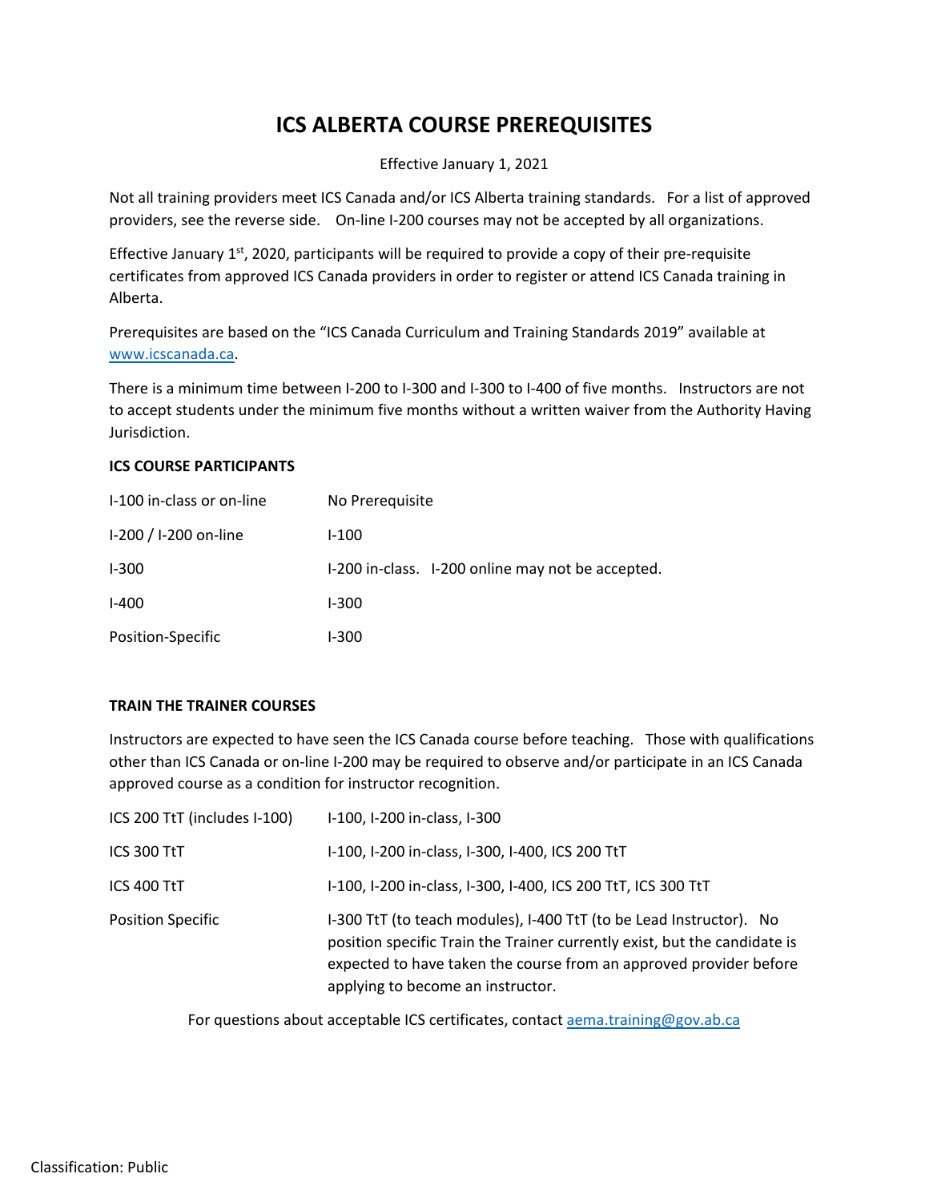# ICS ALBERTA COURSE PREREQUISITES

Effective January 1, 2021

Not all training providers meet ICS Canada and/or ICS Alberta training standards. For a list of approved providers, see the reverse side. On-line I-200 courses may not be accepted by all organizations.

Effective January 1st, 2020, participants will be required to provide a copy of their pre-requisite certificates from approved ICS Canada providers in order to register or attend ICS Canada training in Alberta.

Prerequisites are based on the "ICS Canada Curriculum and Training Standards 2019" available at www.icscanada.ca.

There is a minimum time between I-200 to I-300 and I-300 to I-400 of five months. Instructors are not to accept students under the minimum five months without a written waiver from the Authority Having Jurisdiction.

**ICS COURSE PARTICIPANTS**

| | |
|---|---|
| I-100 in-class or on-line | No Prerequisite |
| I-200 / I-200 on-line | I-100 |
| I-300 | I-200 in-class. I-200 online may not be accepted. |
| I-400 | I-300 |
| Position-Specific | I-300 |

**TRAIN THE TRAINER COURSES**

Instructors are expected to have seen the ICS Canada course before teaching. Those with qualifications other than ICS Canada or on-line I-200 may be required to observe and/or participate in an ICS Canada approved course as a condition for instructor recognition.

| | |
|---|---|
| ICS 200 TtT (includes I-100) | I-100, I-200 in-class, I-300 |
| ICS 300 TtT | I-100, I-200 in-class, I-300, I-400, ICS 200 TtT |
| ICS 400 TtT | I-100, I-200 in-class, I-300, I-400, ICS 200 TtT, ICS 300 TtT |
| Position Specific | I-300 TtT (to teach modules), I-400 TtT (to be Lead Instructor). No position specific Train the Trainer currently exist, but the candidate is expected to have taken the course from an approved provider before applying to become an instructor. |

For questions about acceptable ICS certificates, contact aema.training@gov.ab.ca

Classification: Public